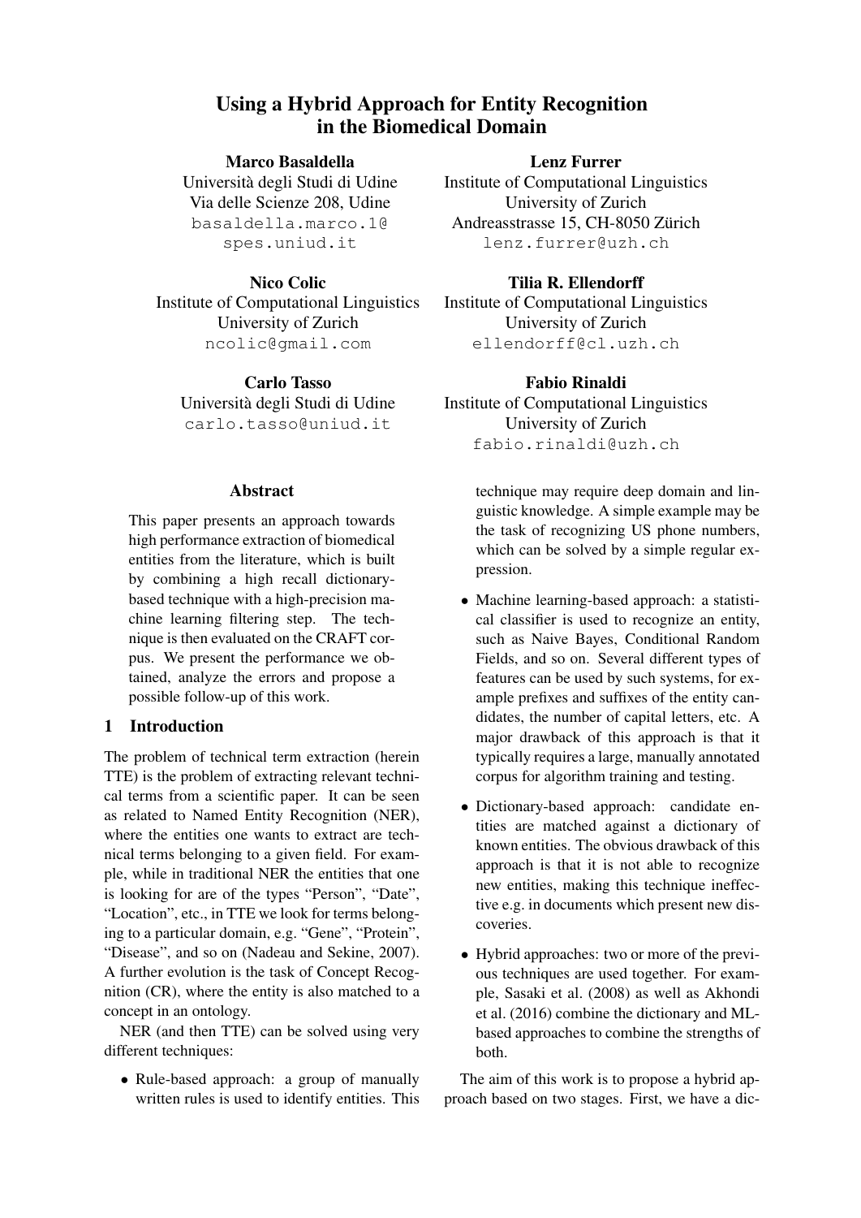# Using a Hybrid Approach for Entity Recognition in the Biomedical Domain

**Marco Basaldella**
Università degli Studi di Udine
Via delle Scienze 208, Udine
basaldella.marco.1@spes.uniud.it

**Lenz Furrer**
Institute of Computational Linguistics
University of Zurich
Andreasstrasse 15, CH-8050 Zürich
lenz.furrer@uzh.ch

**Nico Colic**
Institute of Computational Linguistics
University of Zurich
ncolic@gmail.com

**Tilia R. Ellendorff**
Institute of Computational Linguistics
University of Zurich
ellendorff@cl.uzh.ch

**Carlo Tasso**
Università degli Studi di Udine
carlo.tasso@uniud.it

**Fabio Rinaldi**
Institute of Computational Linguistics
University of Zurich
fabio.rinaldi@uzh.ch

## Abstract

This paper presents an approach towards high performance extraction of biomedical entities from the literature, which is built by combining a high recall dictionary-based technique with a high-precision machine learning filtering step. The technique is then evaluated on the CRAFT corpus. We present the performance we obtained, analyze the errors and propose a possible follow-up of this work.

## 1 Introduction

The problem of technical term extraction (herein TTE) is the problem of extracting relevant technical terms from a scientific paper. It can be seen as related to Named Entity Recognition (NER), where the entities one wants to extract are technical terms belonging to a given field. For example, while in traditional NER the entities that one is looking for are of the types "Person", "Date", "Location", etc., in TTE we look for terms belonging to a particular domain, e.g. "Gene", "Protein", "Disease", and so on (Nadeau and Sekine, 2007). A further evolution is the task of Concept Recognition (CR), where the entity is also matched to a concept in an ontology.

NER (and then TTE) can be solved using very different techniques:

- Rule-based approach: a group of manually written rules is used to identify entities. This technique may require deep domain and linguistic knowledge. A simple example may be the task of recognizing US phone numbers, which can be solved by a simple regular expression.
- Machine learning-based approach: a statistical classifier is used to recognize an entity, such as Naive Bayes, Conditional Random Fields, and so on. Several different types of features can be used by such systems, for example prefixes and suffixes of the entity candidates, the number of capital letters, etc. A major drawback of this approach is that it typically requires a large, manually annotated corpus for algorithm training and testing.
- Dictionary-based approach: candidate entities are matched against a dictionary of known entities. The obvious drawback of this approach is that it is not able to recognize new entities, making this technique ineffective e.g. in documents which present new discoveries.
- Hybrid approaches: two or more of the previous techniques are used together. For example, Sasaki et al. (2008) as well as Akhondi et al. (2016) combine the dictionary and ML-based approaches to combine the strengths of both.

The aim of this work is to propose a hybrid approach based on two stages. First, we have a dic-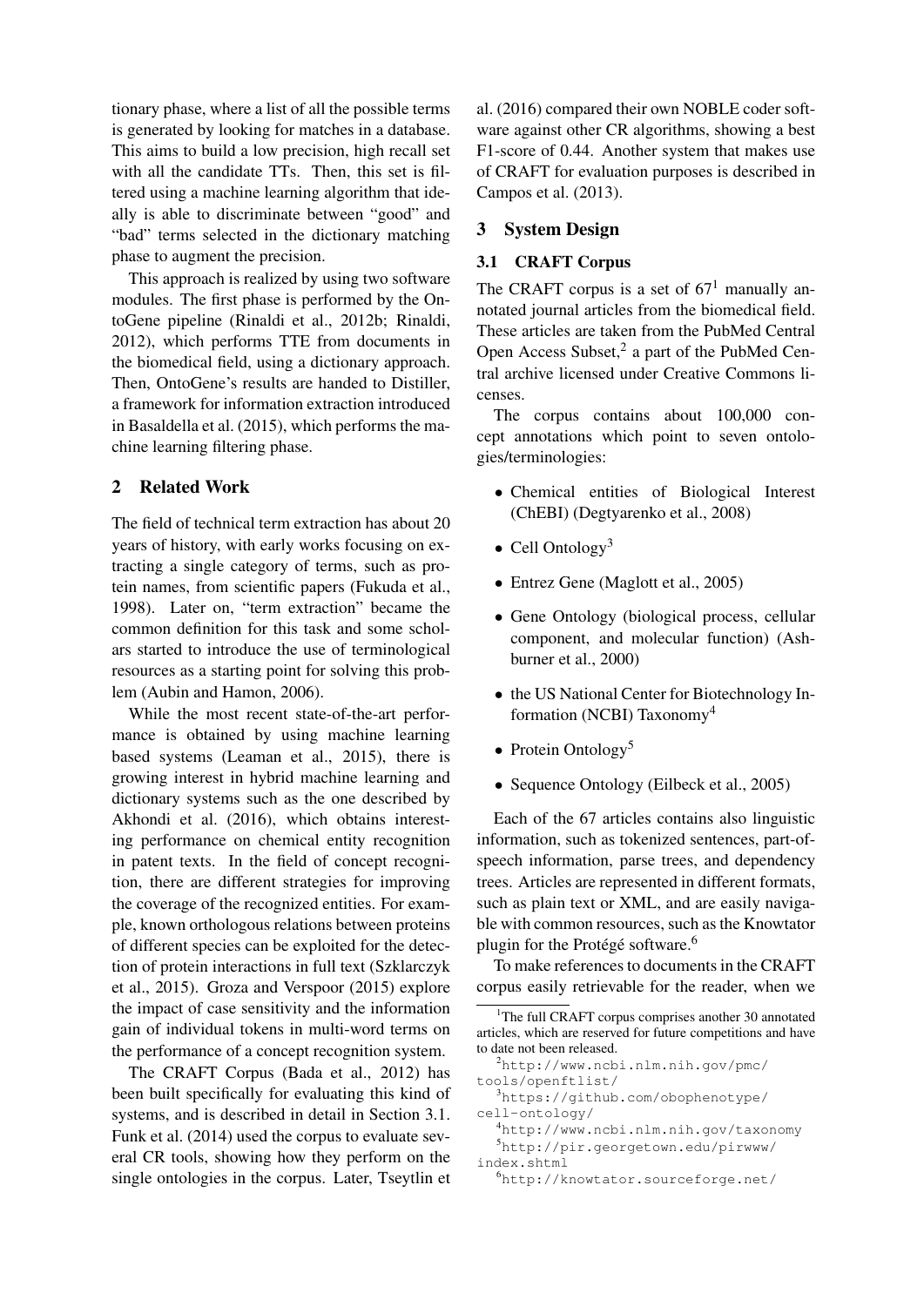tionary phase, where a list of all the possible terms is generated by looking for matches in a database. This aims to build a low precision, high recall set with all the candidate TTs. Then, this set is filtered using a machine learning algorithm that ideally is able to discriminate between "good" and "bad" terms selected in the dictionary matching phase to augment the precision.

This approach is realized by using two software modules. The first phase is performed by the OntoGene pipeline (Rinaldi et al., 2012b; Rinaldi, 2012), which performs TTE from documents in the biomedical field, using a dictionary approach. Then, OntoGene's results are handed to Distiller, a framework for information extraction introduced in Basaldella et al. (2015), which performs the machine learning filtering phase.

## 2 Related Work

The field of technical term extraction has about 20 years of history, with early works focusing on extracting a single category of terms, such as protein names, from scientific papers (Fukuda et al., 1998). Later on, "term extraction" became the common definition for this task and some scholars started to introduce the use of terminological resources as a starting point for solving this problem (Aubin and Hamon, 2006).

While the most recent state-of-the-art performance is obtained by using machine learning based systems (Leaman et al., 2015), there is growing interest in hybrid machine learning and dictionary systems such as the one described by Akhondi et al. (2016), which obtains interesting performance on chemical entity recognition in patent texts. In the field of concept recognition, there are different strategies for improving the coverage of the recognized entities. For example, known orthologous relations between proteins of different species can be exploited for the detection of protein interactions in full text (Szklarczyk et al., 2015). Groza and Verspoor (2015) explore the impact of case sensitivity and the information gain of individual tokens in multi-word terms on the performance of a concept recognition system.

The CRAFT Corpus (Bada et al., 2012) has been built specifically for evaluating this kind of systems, and is described in detail in Section 3.1. Funk et al. (2014) used the corpus to evaluate several CR tools, showing how they perform on the single ontologies in the corpus. Later, Tseytlin et al. (2016) compared their own NOBLE coder software against other CR algorithms, showing a best F1-score of 0.44. Another system that makes use of CRAFT for evaluation purposes is described in Campos et al. (2013).

## 3 System Design

### 3.1 CRAFT Corpus

The CRAFT corpus is a set of 67[1] manually annotated journal articles from the biomedical field. These articles are taken from the PubMed Central Open Access Subset,[2] a part of the PubMed Central archive licensed under Creative Commons licenses.

The corpus contains about 100,000 concept annotations which point to seven ontologies/terminologies:

- Chemical entities of Biological Interest (ChEBI) (Degtyarenko et al., 2008)
- Cell Ontology[3]
- Entrez Gene (Maglott et al., 2005)
- Gene Ontology (biological process, cellular component, and molecular function) (Ashburner et al., 2000)
- the US National Center for Biotechnology Information (NCBI) Taxonomy[4]
- Protein Ontology[5]
- Sequence Ontology (Eilbeck et al., 2005)

Each of the 67 articles contains also linguistic information, such as tokenized sentences, part-of-speech information, parse trees, and dependency trees. Articles are represented in different formats, such as plain text or XML, and are easily navigable with common resources, such as the Knowtator plugin for the Protégé software.[6]

To make references to documents in the CRAFT corpus easily retrievable for the reader, when we

[1] The full CRAFT corpus comprises another 30 annotated articles, which are reserved for future competitions and have to date not been released.

[2] http://www.ncbi.nlm.nih.gov/pmc/tools/openftlist/

[3] https://github.com/obophenotype/cell-ontology/

[4] http://www.ncbi.nlm.nih.gov/taxonomy

[5] http://pir.georgetown.edu/pirwww/index.shtml

[6] http://knowtator.sourceforge.net/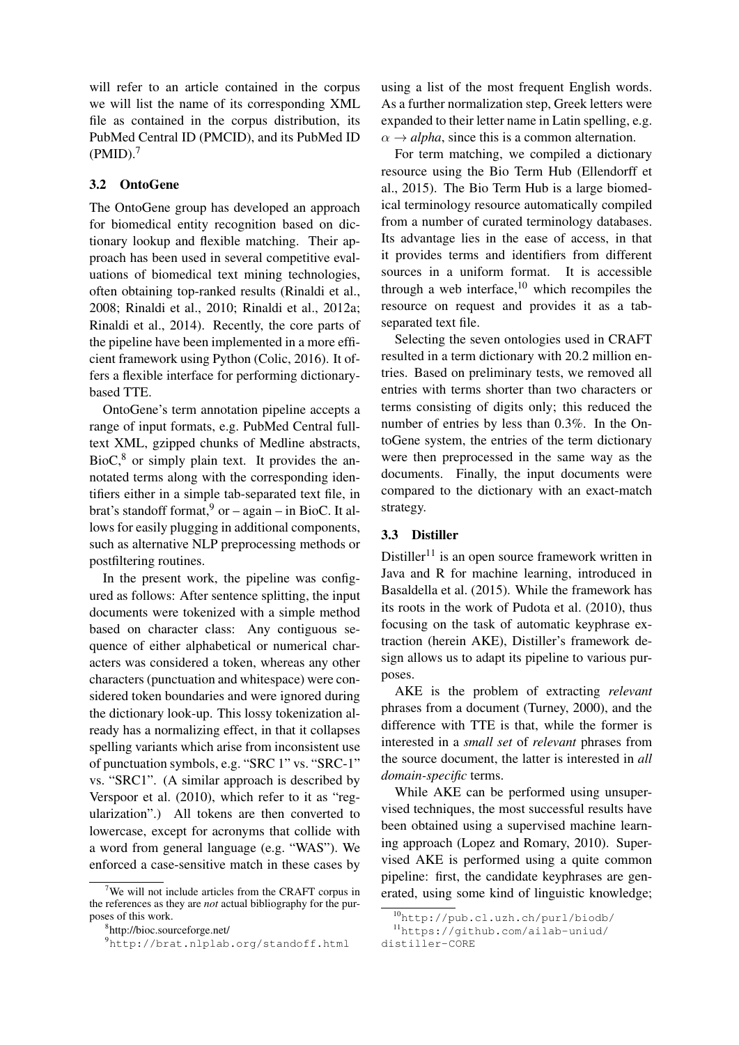will refer to an article contained in the corpus we will list the name of its corresponding XML file as contained in the corpus distribution, its PubMed Central ID (PMCID), and its PubMed ID (PMID).[7]

### 3.2 OntoGene

The OntoGene group has developed an approach for biomedical entity recognition based on dictionary lookup and flexible matching. Their approach has been used in several competitive evaluations of biomedical text mining technologies, often obtaining top-ranked results (Rinaldi et al., 2008; Rinaldi et al., 2010; Rinaldi et al., 2012a; Rinaldi et al., 2014). Recently, the core parts of the pipeline have been implemented in a more efficient framework using Python (Colic, 2016). It offers a flexible interface for performing dictionary-based TTE.

OntoGene's term annotation pipeline accepts a range of input formats, e.g. PubMed Central full-text XML, gzipped chunks of Medline abstracts, BioC,[8] or simply plain text. It provides the annotated terms along with the corresponding identifiers either in a simple tab-separated text file, in brat's standoff format,[9] or – again – in BioC. It allows for easily plugging in additional components, such as alternative NLP preprocessing methods or postfiltering routines.

In the present work, the pipeline was configured as follows: After sentence splitting, the input documents were tokenized with a simple method based on character class: Any contiguous sequence of either alphabetical or numerical characters was considered a token, whereas any other characters (punctuation and whitespace) were considered token boundaries and were ignored during the dictionary look-up. This lossy tokenization already has a normalizing effect, in that it collapses spelling variants which arise from inconsistent use of punctuation symbols, e.g. "SRC 1" vs. "SRC-1" vs. "SRC1". (A similar approach is described by Verspoor et al. (2010), which refer to it as "regularization".) All tokens are then converted to lowercase, except for acronyms that collide with a word from general language (e.g. "WAS"). We enforced a case-sensitive match in these cases by using a list of the most frequent English words. As a further normalization step, Greek letters were expanded to their letter name in Latin spelling, e.g. $\alpha \rightarrow$ *alpha*, since this is a common alternation.

For term matching, we compiled a dictionary resource using the Bio Term Hub (Ellendorff et al., 2015). The Bio Term Hub is a large biomedical terminology resource automatically compiled from a number of curated terminology databases. Its advantage lies in the ease of access, in that it provides terms and identifiers from different sources in a uniform format. It is accessible through a web interface,[10] which recompiles the resource on request and provides it as a tab-separated text file.

Selecting the seven ontologies used in CRAFT resulted in a term dictionary with 20.2 million entries. Based on preliminary tests, we removed all entries with terms shorter than two characters or terms consisting of digits only; this reduced the number of entries by less than 0.3%. In the OntoGene system, the entries of the term dictionary were then preprocessed in the same way as the documents. Finally, the input documents were compared to the dictionary with an exact-match strategy.

### 3.3 Distiller

Distiller[11] is an open source framework written in Java and R for machine learning, introduced in Basaldella et al. (2015). While the framework has its roots in the work of Pudota et al. (2010), thus focusing on the task of automatic keyphrase extraction (herein AKE), Distiller's framework design allows us to adapt its pipeline to various purposes.

AKE is the problem of extracting *relevant* phrases from a document (Turney, 2000), and the difference with TTE is that, while the former is interested in a *small set* of *relevant* phrases from the source document, the latter is interested in *all domain-specific* terms.

While AKE can be performed using unsupervised techniques, the most successful results have been obtained using a supervised machine learning approach (Lopez and Romary, 2010). Supervised AKE is performed using a quite common pipeline: first, the candidate keyphrases are generated, using some kind of linguistic knowledge;

---

[7] We will not include articles from the CRAFT corpus in the references as they are *not* actual bibliography for the purposes of this work.

[8] http://bioc.sourceforge.net/

[9] http://brat.nlplab.org/standoff.html

[10] http://pub.cl.uzh.ch/purl/biodb/

[11] https://github.com/ailab-uniud/distiller-CORE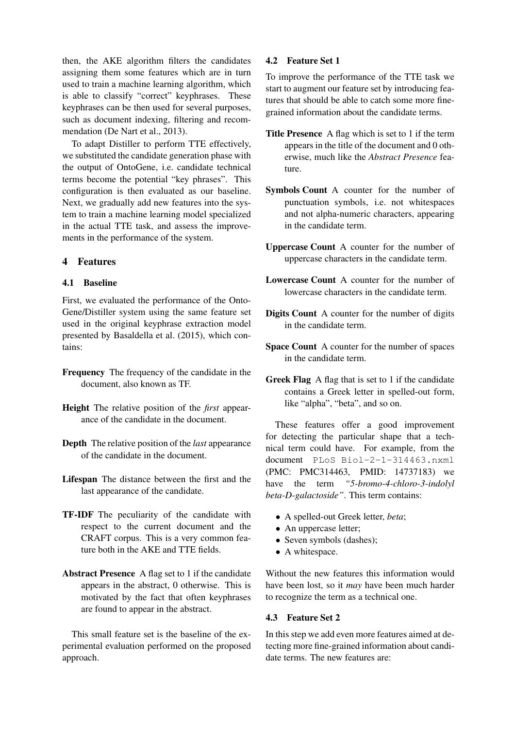then, the AKE algorithm filters the candidates assigning them some features which are in turn used to train a machine learning algorithm, which is able to classify "correct" keyphrases. These keyphrases can be then used for several purposes, such as document indexing, filtering and recommendation (De Nart et al., 2013).

To adapt Distiller to perform TTE effectively, we substituted the candidate generation phase with the output of OntoGene, i.e. candidate technical terms become the potential "key phrases". This configuration is then evaluated as our baseline. Next, we gradually add new features into the system to train a machine learning model specialized in the actual TTE task, and assess the improvements in the performance of the system.

## 4 Features

### 4.1 Baseline

First, we evaluated the performance of the OntoGene/Distiller system using the same feature set used in the original keyphrase extraction model presented by Basaldella et al. (2015), which contains:

**Frequency** The frequency of the candidate in the document, also known as TF.

**Height** The relative position of the *first* appearance of the candidate in the document.

**Depth** The relative position of the *last* appearance of the candidate in the document.

**Lifespan** The distance between the first and the last appearance of the candidate.

**TF-IDF** The peculiarity of the candidate with respect to the current document and the CRAFT corpus. This is a very common feature both in the AKE and TTE fields.

**Abstract Presence** A flag set to 1 if the candidate appears in the abstract, 0 otherwise. This is motivated by the fact that often keyphrases are found to appear in the abstract.

This small feature set is the baseline of the experimental evaluation performed on the proposed approach.

### 4.2 Feature Set 1

To improve the performance of the TTE task we start to augment our feature set by introducing features that should be able to catch some more fine-grained information about the candidate terms.

**Title Presence** A flag which is set to 1 if the term appears in the title of the document and 0 otherwise, much like the *Abstract Presence* feature.

**Symbols Count** A counter for the number of punctuation symbols, i.e. not whitespaces and not alpha-numeric characters, appearing in the candidate term.

**Uppercase Count** A counter for the number of uppercase characters in the candidate term.

**Lowercase Count** A counter for the number of lowercase characters in the candidate term.

**Digits Count** A counter for the number of digits in the candidate term.

**Space Count** A counter for the number of spaces in the candidate term.

**Greek Flag** A flag that is set to 1 if the candidate contains a Greek letter in spelled-out form, like "alpha", "beta", and so on.

These features offer a good improvement for detecting the particular shape that a technical term could have. For example, from the document `PLoS Biol-2-1-314463.nxml` (PMC: PMC314463, PMID: 14737183) we have the term *"5-bromo-4-chloro-3-indolyl beta-D-galactoside"*. This term contains:

- A spelled-out Greek letter, *beta*;
- An uppercase letter;
- Seven symbols (dashes);
- A whitespace.

Without the new features this information would have been lost, so it *may* have been much harder to recognize the term as a technical one.

### 4.3 Feature Set 2

In this step we add even more features aimed at detecting more fine-grained information about candidate terms. The new features are: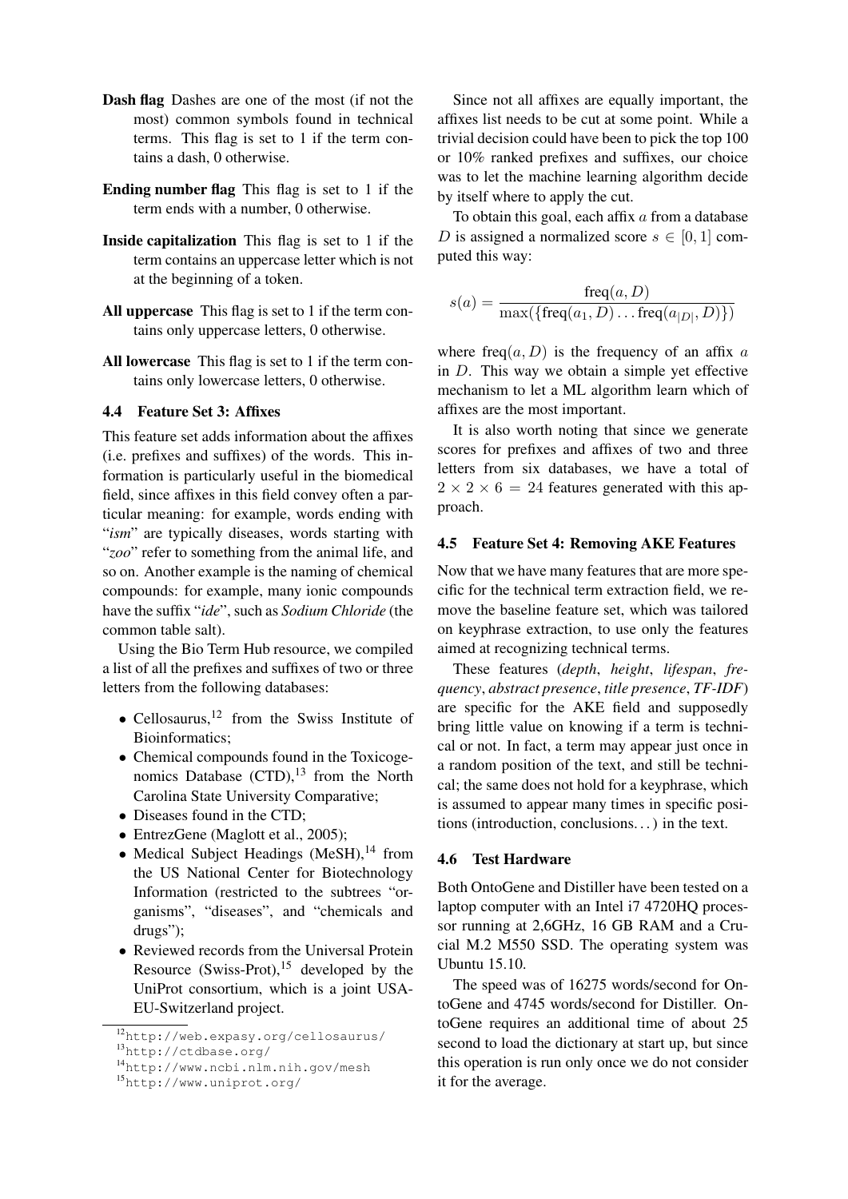**Dash flag** Dashes are one of the most (if not the most) common symbols found in technical terms. This flag is set to 1 if the term contains a dash, 0 otherwise.

**Ending number flag** This flag is set to 1 if the term ends with a number, 0 otherwise.

**Inside capitalization** This flag is set to 1 if the term contains an uppercase letter which is not at the beginning of a token.

**All uppercase** This flag is set to 1 if the term contains only uppercase letters, 0 otherwise.

**All lowercase** This flag is set to 1 if the term contains only lowercase letters, 0 otherwise.

### 4.4 Feature Set 3: Affixes

This feature set adds information about the affixes (i.e. prefixes and suffixes) of the words. This information is particularly useful in the biomedical field, since affixes in this field convey often a particular meaning: for example, words ending with "*ism*" are typically diseases, words starting with "*zoo*" refer to something from the animal life, and so on. Another example is the naming of chemical compounds: for example, many ionic compounds have the suffix "*ide*", such as *Sodium Chloride* (the common table salt).

Using the Bio Term Hub resource, we compiled a list of all the prefixes and suffixes of two or three letters from the following databases:

- Cellosaurus,[12] from the Swiss Institute of Bioinformatics;
- Chemical compounds found in the Toxicogenomics Database (CTD),[13] from the North Carolina State University Comparative;
- Diseases found in the CTD;
- EntrezGene (Maglott et al., 2005);
- Medical Subject Headings (MeSH),[14] from the US National Center for Biotechnology Information (restricted to the subtrees "organisms", "diseases", and "chemicals and drugs");
- Reviewed records from the Universal Protein Resource (Swiss-Prot),[15] developed by the UniProt consortium, which is a joint USA-EU-Switzerland project.

Since not all affixes are equally important, the affixes list needs to be cut at some point. While a trivial decision could have been to pick the top 100 or 10% ranked prefixes and suffixes, our choice was to let the machine learning algorithm decide by itself where to apply the cut.

To obtain this goal, each affix $a$ from a database $D$ is assigned a normalized score $s \in [0, 1]$ computed this way:

$$s(a) = \frac{\text{freq}(a, D)}{\max(\{\text{freq}(a_1, D) \ldots \text{freq}(a_{|D|}, D)\})}$$

where $\text{freq}(a, D)$ is the frequency of an affix $a$ in $D$. This way we obtain a simple yet effective mechanism to let a ML algorithm learn which of affixes are the most important.

It is also worth noting that since we generate scores for prefixes and affixes of two and three letters from six databases, we have a total of $2 \times 2 \times 6 = 24$ features generated with this approach.

### 4.5 Feature Set 4: Removing AKE Features

Now that we have many features that are more specific for the technical term extraction field, we remove the baseline feature set, which was tailored on keyphrase extraction, to use only the features aimed at recognizing technical terms.

These features (*depth*, *height*, *lifespan*, *frequency*, *abstract presence*, *title presence*, *TF-IDF*) are specific for the AKE field and supposedly bring little value on knowing if a term is technical or not. In fact, a term may appear just once in a random position of the text, and still be technical; the same does not hold for a keyphrase, which is assumed to appear many times in specific positions (introduction, conclusions...) in the text.

### 4.6 Test Hardware

Both OntoGene and Distiller have been tested on a laptop computer with an Intel i7 4720HQ processor running at 2,6GHz, 16 GB RAM and a Crucial M.2 M550 SSD. The operating system was Ubuntu 15.10.

The speed was of 16275 words/second for OntoGene and 4745 words/second for Distiller. OntoGene requires an additional time of about 25 second to load the dictionary at start up, but since this operation is run only once we do not consider it for the average.

[12] http://web.expasy.org/cellosaurus/

[13] http://ctdbase.org/

[14] http://www.ncbi.nlm.nih.gov/mesh

[15] http://www.uniprot.org/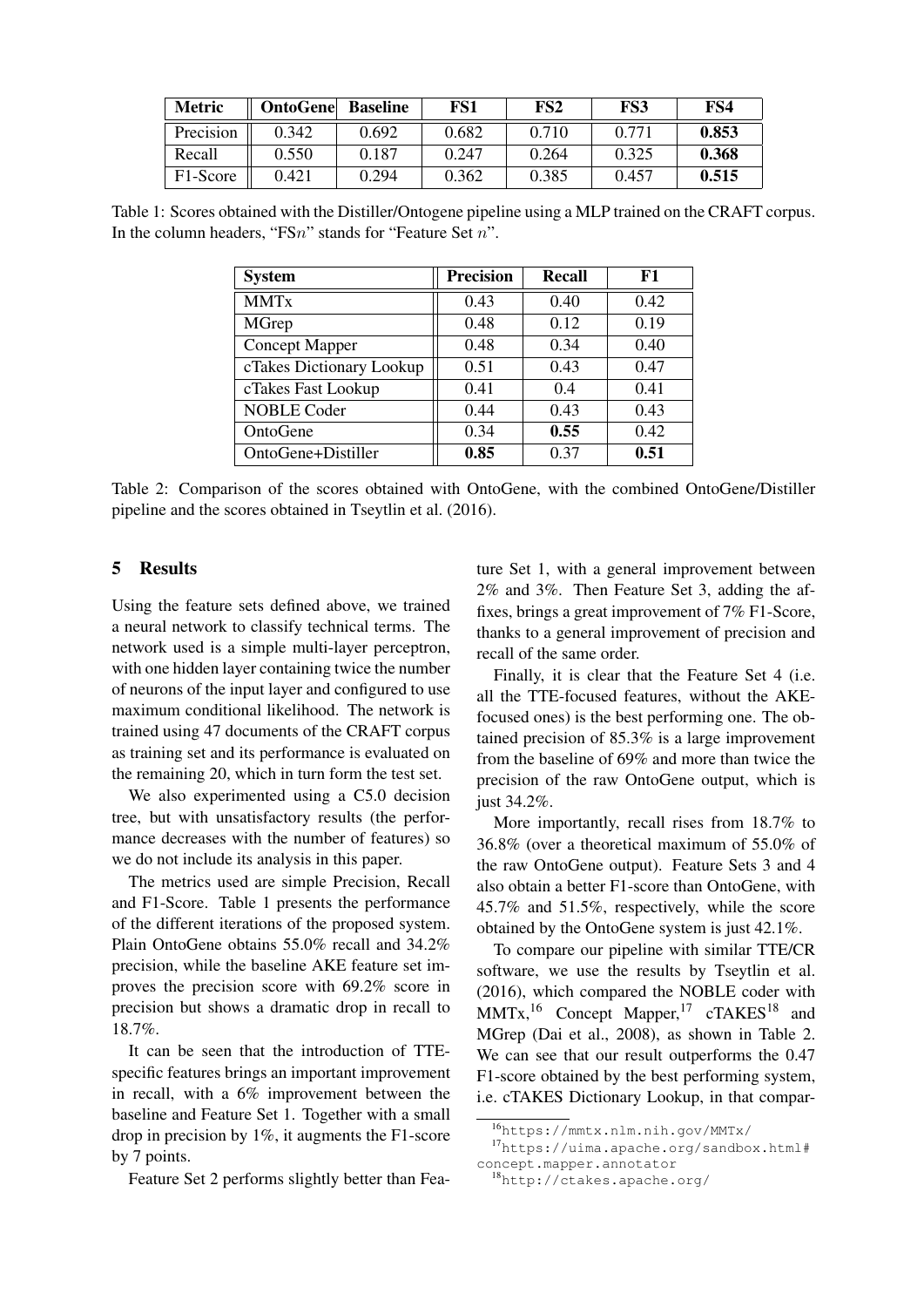| Metric | OntoGene | Baseline | FS1 | FS2 | FS3 | FS4 |
|---|---|---|---|---|---|---|
| Precision | 0.342 | 0.692 | 0.682 | 0.710 | 0.771 | **0.853** |
| Recall | 0.550 | 0.187 | 0.247 | 0.264 | 0.325 | **0.368** |
| F1-Score | 0.421 | 0.294 | 0.362 | 0.385 | 0.457 | **0.515** |

Table 1: Scores obtained with the Distiller/Ontogene pipeline using a MLP trained on the CRAFT corpus. In the column headers, "FS$n$" stands for "Feature Set $n$".

| System | Precision | Recall | F1 |
|---|---|---|---|
| MMTx | 0.43 | 0.40 | 0.42 |
| MGrep | 0.48 | 0.12 | 0.19 |
| Concept Mapper | 0.48 | 0.34 | 0.40 |
| cTakes Dictionary Lookup | 0.51 | 0.43 | 0.47 |
| cTakes Fast Lookup | 0.41 | 0.4 | 0.41 |
| NOBLE Coder | 0.44 | 0.43 | 0.43 |
| OntoGene | 0.34 | **0.55** | 0.42 |
| OntoGene+Distiller | **0.85** | 0.37 | **0.51** |

Table 2: Comparison of the scores obtained with OntoGene, with the combined OntoGene/Distiller pipeline and the scores obtained in Tseytlin et al. (2016).

## 5 Results

Using the feature sets defined above, we trained a neural network to classify technical terms. The network used is a simple multi-layer perceptron, with one hidden layer containing twice the number of neurons of the input layer and configured to use maximum conditional likelihood. The network is trained using 47 documents of the CRAFT corpus as training set and its performance is evaluated on the remaining 20, which in turn form the test set.

We also experimented using a C5.0 decision tree, but with unsatisfactory results (the performance decreases with the number of features) so we do not include its analysis in this paper.

The metrics used are simple Precision, Recall and F1-Score. Table 1 presents the performance of the different iterations of the proposed system. Plain OntoGene obtains 55.0% recall and 34.2% precision, while the baseline AKE feature set improves the precision score with 69.2% score in precision but shows a dramatic drop in recall to 18.7%.

It can be seen that the introduction of TTE-specific features brings an important improvement in recall, with a 6% improvement between the baseline and Feature Set 1. Together with a small drop in precision by 1%, it augments the F1-score by 7 points.

Feature Set 2 performs slightly better than Feature Set 1, with a general improvement between 2% and 3%. Then Feature Set 3, adding the affixes, brings a great improvement of 7% F1-Score, thanks to a general improvement of precision and recall of the same order.

Finally, it is clear that the Feature Set 4 (i.e. all the TTE-focused features, without the AKE-focused ones) is the best performing one. The obtained precision of 85.3% is a large improvement from the baseline of 69% and more than twice the precision of the raw OntoGene output, which is just 34.2%.

More importantly, recall rises from 18.7% to 36.8% (over a theoretical maximum of 55.0% of the raw OntoGene output). Feature Sets 3 and 4 also obtain a better F1-score than OntoGene, with 45.7% and 51.5%, respectively, while the score obtained by the OntoGene system is just 42.1%.

To compare our pipeline with similar TTE/CR software, we use the results by Tseytlin et al. (2016), which compared the NOBLE coder with MMTx,[16] Concept Mapper,[17] cTAKES[18] and MGrep (Dai et al., 2008), as shown in Table 2. We can see that our result outperforms the 0.47 F1-score obtained by the best performing system, i.e. cTAKES Dictionary Lookup, in that compar-

[16] https://mmtx.nlm.nih.gov/MMTx/

[17] https://uima.apache.org/sandbox.html#concept.mapper.annotator

[18] http://ctakes.apache.org/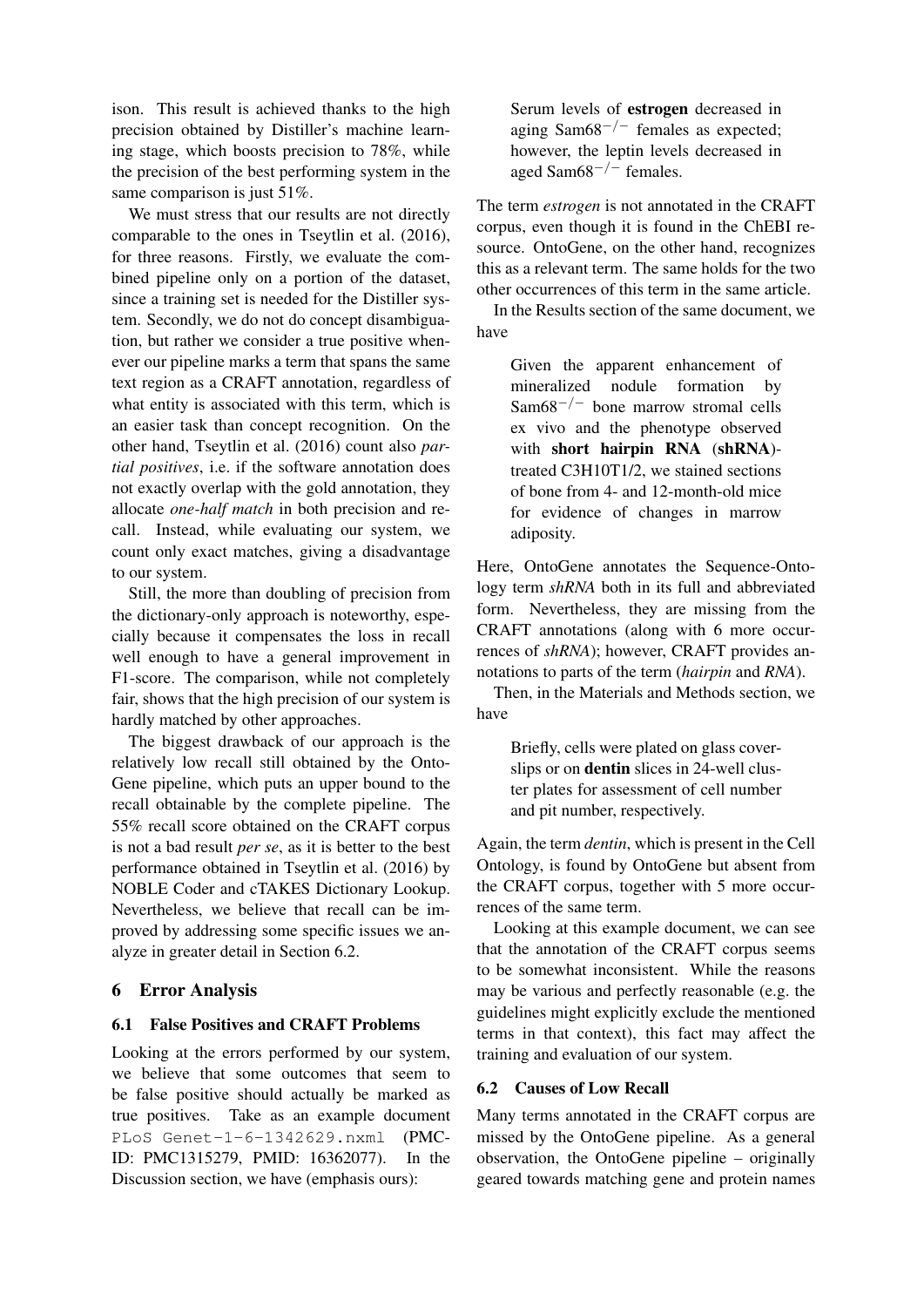ison. This result is achieved thanks to the high precision obtained by Distiller's machine learning stage, which boosts precision to 78%, while the precision of the best performing system in the same comparison is just 51%.

We must stress that our results are not directly comparable to the ones in Tseytlin et al. (2016), for three reasons. Firstly, we evaluate the combined pipeline only on a portion of the dataset, since a training set is needed for the Distiller system. Secondly, we do not do concept disambiguation, but rather we consider a true positive whenever our pipeline marks a term that spans the same text region as a CRAFT annotation, regardless of what entity is associated with this term, which is an easier task than concept recognition. On the other hand, Tseytlin et al. (2016) count also *partial positives*, i.e. if the software annotation does not exactly overlap with the gold annotation, they allocate *one-half match* in both precision and recall. Instead, while evaluating our system, we count only exact matches, giving a disadvantage to our system.

Still, the more than doubling of precision from the dictionary-only approach is noteworthy, especially because it compensates the loss in recall well enough to have a general improvement in F1-score. The comparison, while not completely fair, shows that the high precision of our system is hardly matched by other approaches.

The biggest drawback of our approach is the relatively low recall still obtained by the OntoGene pipeline, which puts an upper bound to the recall obtainable by the complete pipeline. The 55% recall score obtained on the CRAFT corpus is not a bad result *per se*, as it is better to the best performance obtained in Tseytlin et al. (2016) by NOBLE Coder and cTAKES Dictionary Lookup. Nevertheless, we believe that recall can be improved by addressing some specific issues we analyze in greater detail in Section 6.2.

## 6 Error Analysis

### 6.1 False Positives and CRAFT Problems

Looking at the errors performed by our system, we believe that some outcomes that seem to be false positive should actually be marked as true positives. Take as an example document `PLoS Genet-1-6-1342629.nxml` (PMCID: PMC1315279, PMID: 16362077). In the Discussion section, we have (emphasis ours):

> Serum levels of **estrogen** decreased in aging Sam68$^{-/-}$ females as expected; however, the leptin levels decreased in aged Sam68$^{-/-}$ females.

The term *estrogen* is not annotated in the CRAFT corpus, even though it is found in the ChEBI resource. OntoGene, on the other hand, recognizes this as a relevant term. The same holds for the two other occurrences of this term in the same article.

In the Results section of the same document, we have

> Given the apparent enhancement of mineralized nodule formation by Sam68$^{-/-}$ bone marrow stromal cells ex vivo and the phenotype observed with **short hairpin RNA** (**shRNA**)-treated C3H10T1/2, we stained sections of bone from 4- and 12-month-old mice for evidence of changes in marrow adiposity.

Here, OntoGene annotates the Sequence-Ontology term *shRNA* both in its full and abbreviated form. Nevertheless, they are missing from the CRAFT annotations (along with 6 more occurrences of *shRNA*); however, CRAFT provides annotations to parts of the term (*hairpin* and *RNA*).

Then, in the Materials and Methods section, we have

> Briefly, cells were plated on glass coverslips or on **dentin** slices in 24-well cluster plates for assessment of cell number and pit number, respectively.

Again, the term *dentin*, which is present in the Cell Ontology, is found by OntoGene but absent from the CRAFT corpus, together with 5 more occurrences of the same term.

Looking at this example document, we can see that the annotation of the CRAFT corpus seems to be somewhat inconsistent. While the reasons may be various and perfectly reasonable (e.g. the guidelines might explicitly exclude the mentioned terms in that context), this fact may affect the training and evaluation of our system.

### 6.2 Causes of Low Recall

Many terms annotated in the CRAFT corpus are missed by the OntoGene pipeline. As a general observation, the OntoGene pipeline – originally geared towards matching gene and protein names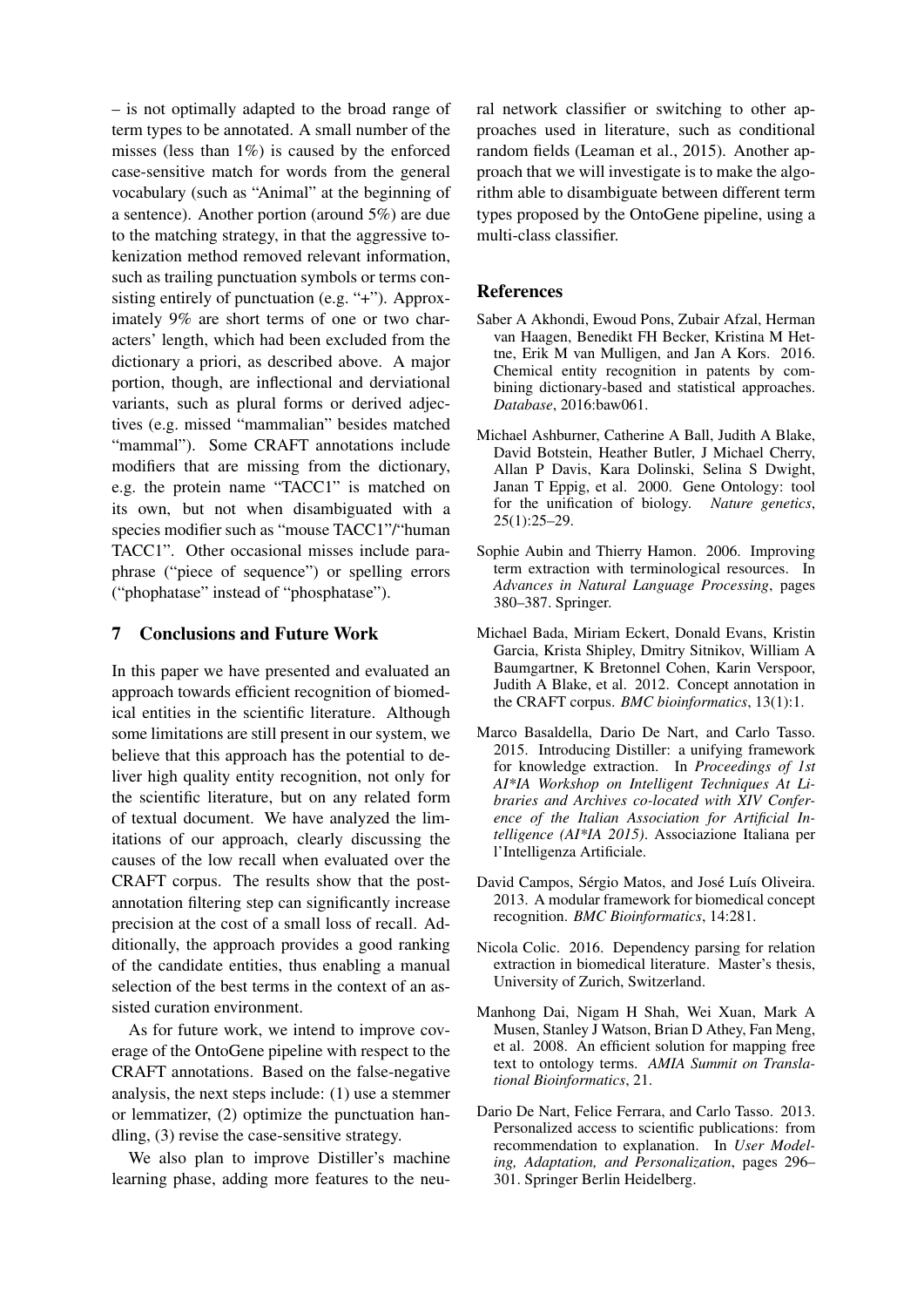– is not optimally adapted to the broad range of term types to be annotated. A small number of the misses (less than 1%) is caused by the enforced case-sensitive match for words from the general vocabulary (such as "Animal" at the beginning of a sentence). Another portion (around 5%) are due to the matching strategy, in that the aggressive tokenization method removed relevant information, such as trailing punctuation symbols or terms consisting entirely of punctuation (e.g. "+"). Approximately 9% are short terms of one or two characters' length, which had been excluded from the dictionary a priori, as described above. A major portion, though, are inflectional and derviational variants, such as plural forms or derived adjectives (e.g. missed "mammalian" besides matched "mammal"). Some CRAFT annotations include modifiers that are missing from the dictionary, e.g. the protein name "TACC1" is matched on its own, but not when disambiguated with a species modifier such as "mouse TACC1"/"human TACC1". Other occasional misses include paraphrase ("piece of sequence") or spelling errors ("phophatase" instead of "phosphatase").

## 7 Conclusions and Future Work

In this paper we have presented and evaluated an approach towards efficient recognition of biomedical entities in the scientific literature. Although some limitations are still present in our system, we believe that this approach has the potential to deliver high quality entity recognition, not only for the scientific literature, but on any related form of textual document. We have analyzed the limitations of our approach, clearly discussing the causes of the low recall when evaluated over the CRAFT corpus. The results show that the post-annotation filtering step can significantly increase precision at the cost of a small loss of recall. Additionally, the approach provides a good ranking of the candidate entities, thus enabling a manual selection of the best terms in the context of an assisted curation environment.

As for future work, we intend to improve coverage of the OntoGene pipeline with respect to the CRAFT annotations. Based on the false-negative analysis, the next steps include: (1) use a stemmer or lemmatizer, (2) optimize the punctuation handling, (3) revise the case-sensitive strategy.

We also plan to improve Distiller's machine learning phase, adding more features to the neural network classifier or switching to other approaches used in literature, such as conditional random fields (Leaman et al., 2015). Another approach that we will investigate is to make the algorithm able to disambiguate between different term types proposed by the OntoGene pipeline, using a multi-class classifier.

## References

Saber A Akhondi, Ewoud Pons, Zubair Afzal, Herman van Haagen, Benedikt FH Becker, Kristina M Hettne, Erik M van Mulligen, and Jan A Kors. 2016. Chemical entity recognition in patents by combining dictionary-based and statistical approaches. *Database*, 2016:baw061.

Michael Ashburner, Catherine A Ball, Judith A Blake, David Botstein, Heather Butler, J Michael Cherry, Allan P Davis, Kara Dolinski, Selina S Dwight, Janan T Eppig, et al. 2000. Gene Ontology: tool for the unification of biology. *Nature genetics*, 25(1):25–29.

Sophie Aubin and Thierry Hamon. 2006. Improving term extraction with terminological resources. In *Advances in Natural Language Processing*, pages 380–387. Springer.

Michael Bada, Miriam Eckert, Donald Evans, Kristin Garcia, Krista Shipley, Dmitry Sitnikov, William A Baumgartner, K Bretonnel Cohen, Karin Verspoor, Judith A Blake, et al. 2012. Concept annotation in the CRAFT corpus. *BMC bioinformatics*, 13(1):1.

Marco Basaldella, Dario De Nart, and Carlo Tasso. 2015. Introducing Distiller: a unifying framework for knowledge extraction. In *Proceedings of 1st AI\*IA Workshop on Intelligent Techniques At Libraries and Archives co-located with XIV Conference of the Italian Association for Artificial Intelligence (AI\*IA 2015)*. Associazione Italiana per l'Intelligenza Artificiale.

David Campos, Sérgio Matos, and José Luís Oliveira. 2013. A modular framework for biomedical concept recognition. *BMC Bioinformatics*, 14:281.

Nicola Colic. 2016. Dependency parsing for relation extraction in biomedical literature. Master's thesis, University of Zurich, Switzerland.

Manhong Dai, Nigam H Shah, Wei Xuan, Mark A Musen, Stanley J Watson, Brian D Athey, Fan Meng, et al. 2008. An efficient solution for mapping free text to ontology terms. *AMIA Summit on Translational Bioinformatics*, 21.

Dario De Nart, Felice Ferrara, and Carlo Tasso. 2013. Personalized access to scientific publications: from recommendation to explanation. In *User Modeling, Adaptation, and Personalization*, pages 296–301. Springer Berlin Heidelberg.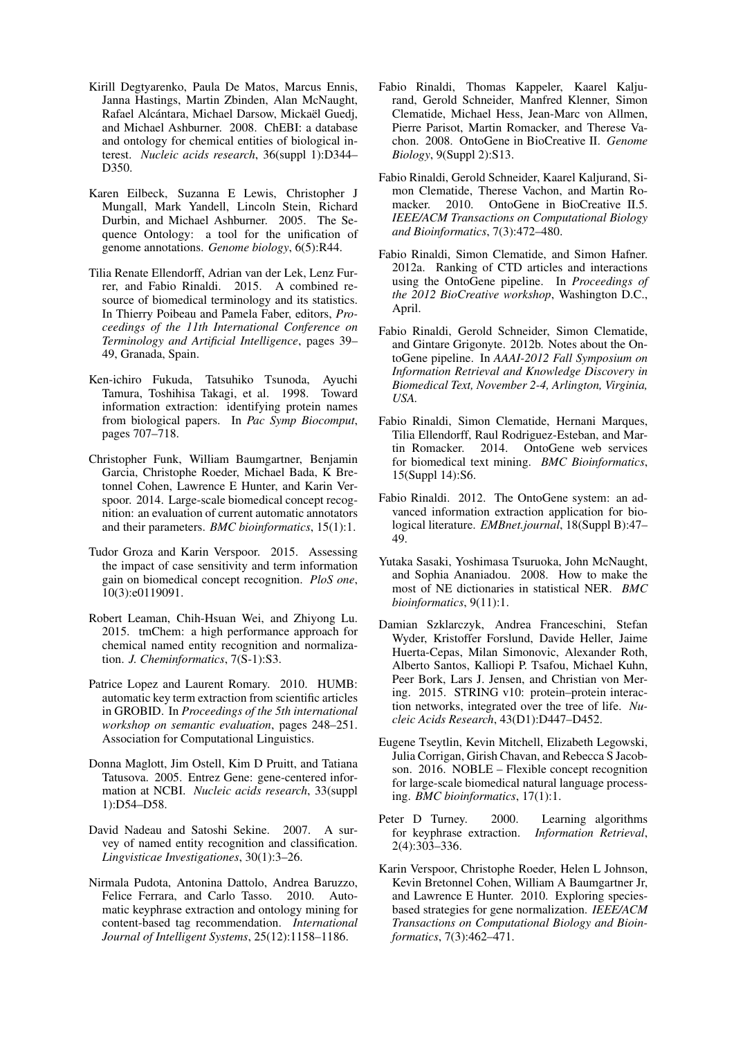Kirill Degtyarenko, Paula De Matos, Marcus Ennis, Janna Hastings, Martin Zbinden, Alan McNaught, Rafael Alcántara, Michael Darsow, Mickaël Guedj, and Michael Ashburner. 2008. ChEBI: a database and ontology for chemical entities of biological interest. *Nucleic acids research*, 36(suppl 1):D344–D350.

Karen Eilbeck, Suzanna E Lewis, Christopher J Mungall, Mark Yandell, Lincoln Stein, Richard Durbin, and Michael Ashburner. 2005. The Sequence Ontology: a tool for the unification of genome annotations. *Genome biology*, 6(5):R44.

Tilia Renate Ellendorff, Adrian van der Lek, Lenz Furrer, and Fabio Rinaldi. 2015. A combined resource of biomedical terminology and its statistics. In Thierry Poibeau and Pamela Faber, editors, *Proceedings of the 11th International Conference on Terminology and Artificial Intelligence*, pages 39–49, Granada, Spain.

Ken-ichiro Fukuda, Tatsuhiko Tsunoda, Ayuchi Tamura, Toshihisa Takagi, et al. 1998. Toward information extraction: identifying protein names from biological papers. In *Pac Symp Biocomput*, pages 707–718.

Christopher Funk, William Baumgartner, Benjamin Garcia, Christophe Roeder, Michael Bada, K Bretonnel Cohen, Lawrence E Hunter, and Karin Verspoor. 2014. Large-scale biomedical concept recognition: an evaluation of current automatic annotators and their parameters. *BMC bioinformatics*, 15(1):1.

Tudor Groza and Karin Verspoor. 2015. Assessing the impact of case sensitivity and term information gain on biomedical concept recognition. *PloS one*, 10(3):e0119091.

Robert Leaman, Chih-Hsuan Wei, and Zhiyong Lu. 2015. tmChem: a high performance approach for chemical named entity recognition and normalization. *J. Cheminformatics*, 7(S-1):S3.

Patrice Lopez and Laurent Romary. 2010. HUMB: automatic key term extraction from scientific articles in GROBID. In *Proceedings of the 5th international workshop on semantic evaluation*, pages 248–251. Association for Computational Linguistics.

Donna Maglott, Jim Ostell, Kim D Pruitt, and Tatiana Tatusova. 2005. Entrez Gene: gene-centered information at NCBI. *Nucleic acids research*, 33(suppl 1):D54–D58.

David Nadeau and Satoshi Sekine. 2007. A survey of named entity recognition and classification. *Lingvisticae Investigationes*, 30(1):3–26.

Nirmala Pudota, Antonina Dattolo, Andrea Baruzzo, Felice Ferrara, and Carlo Tasso. 2010. Automatic keyphrase extraction and ontology mining for content-based tag recommendation. *International Journal of Intelligent Systems*, 25(12):1158–1186.

Fabio Rinaldi, Thomas Kappeler, Kaarel Kaljurand, Gerold Schneider, Manfred Klenner, Simon Clematide, Michael Hess, Jean-Marc von Allmen, Pierre Parisot, Martin Romacker, and Therese Vachon. 2008. OntoGene in BioCreative II. *Genome Biology*, 9(Suppl 2):S13.

Fabio Rinaldi, Gerold Schneider, Kaarel Kaljurand, Simon Clematide, Therese Vachon, and Martin Romacker. 2010. OntoGene in BioCreative II.5. *IEEE/ACM Transactions on Computational Biology and Bioinformatics*, 7(3):472–480.

Fabio Rinaldi, Simon Clematide, and Simon Hafner. 2012a. Ranking of CTD articles and interactions using the OntoGene pipeline. In *Proceedings of the 2012 BioCreative workshop*, Washington D.C., April.

Fabio Rinaldi, Gerold Schneider, Simon Clematide, and Gintare Grigonyte. 2012b. Notes about the OntoGene pipeline. In *AAAI-2012 Fall Symposium on Information Retrieval and Knowledge Discovery in Biomedical Text, November 2-4, Arlington, Virginia, USA*.

Fabio Rinaldi, Simon Clematide, Hernani Marques, Tilia Ellendorff, Raul Rodriguez-Esteban, and Martin Romacker. 2014. OntoGene web services for biomedical text mining. *BMC Bioinformatics*, 15(Suppl 14):S6.

Fabio Rinaldi. 2012. The OntoGene system: an advanced information extraction application for biological literature. *EMBnet.journal*, 18(Suppl B):47–49.

Yutaka Sasaki, Yoshimasa Tsuruoka, John McNaught, and Sophia Ananiadou. 2008. How to make the most of NE dictionaries in statistical NER. *BMC bioinformatics*, 9(11):1.

Damian Szklarczyk, Andrea Franceschini, Stefan Wyder, Kristoffer Forslund, Davide Heller, Jaime Huerta-Cepas, Milan Simonovic, Alexander Roth, Alberto Santos, Kalliopi P. Tsafou, Michael Kuhn, Peer Bork, Lars J. Jensen, and Christian von Mering. 2015. STRING v10: protein–protein interaction networks, integrated over the tree of life. *Nucleic Acids Research*, 43(D1):D447–D452.

Eugene Tseytlin, Kevin Mitchell, Elizabeth Legowski, Julia Corrigan, Girish Chavan, and Rebecca S Jacobson. 2016. NOBLE – Flexible concept recognition for large-scale biomedical natural language processing. *BMC bioinformatics*, 17(1):1.

Peter D Turney. 2000. Learning algorithms for keyphrase extraction. *Information Retrieval*, 2(4):303–336.

Karin Verspoor, Christophe Roeder, Helen L Johnson, Kevin Bretonnel Cohen, William A Baumgartner Jr, and Lawrence E Hunter. 2010. Exploring species-based strategies for gene normalization. *IEEE/ACM Transactions on Computational Biology and Bioinformatics*, 7(3):462–471.